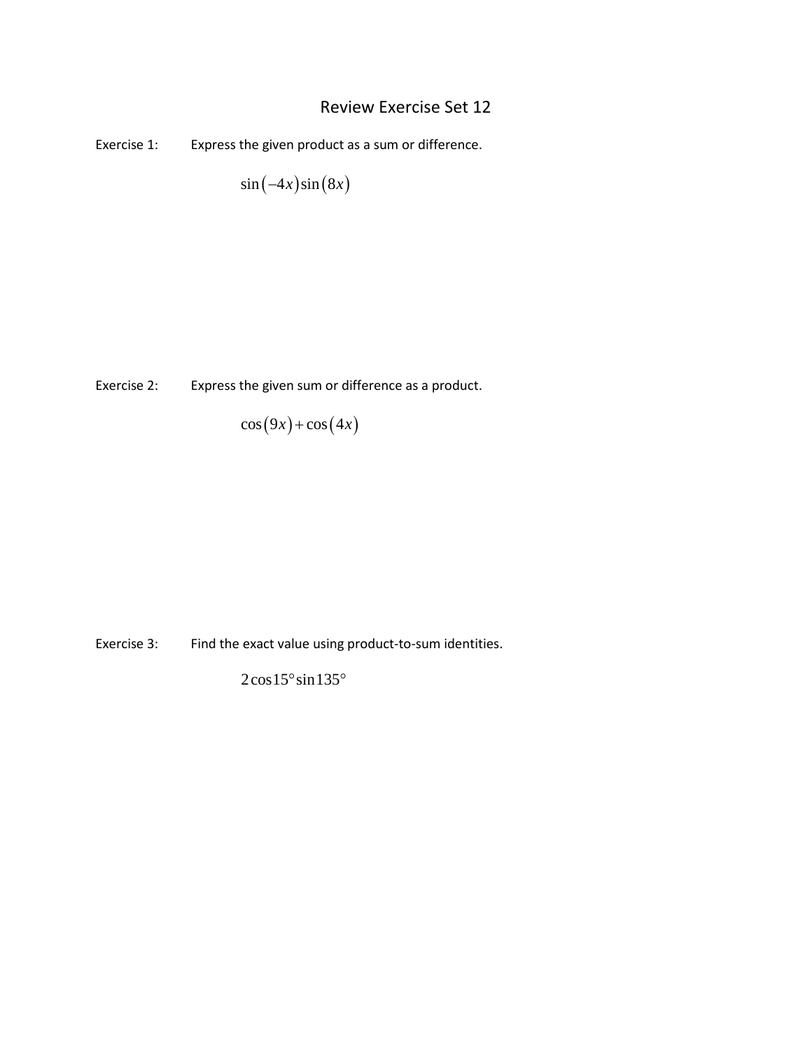# Review Exercise Set 12

Exercise 1: Express the given product as a sum or difference.

$$\sin(-4x)\sin(8x)$$

Exercise 2: Express the given sum or difference as a product.

$$\cos(9x)+\cos(4x)$$

Exercise 3: Find the exact value using product-to-sum identities.

$$2\cos 15^\circ \sin 135^\circ$$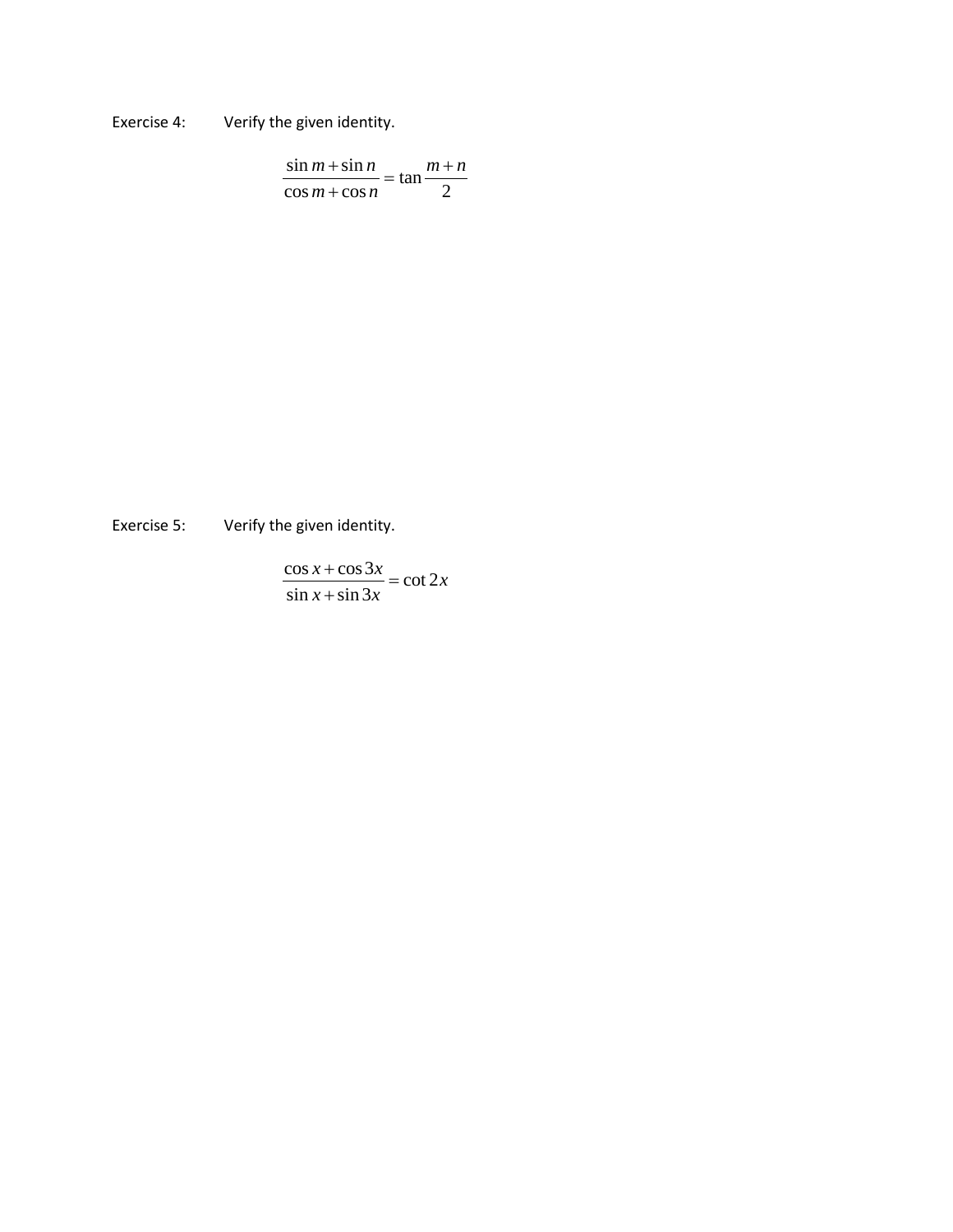Exercise 4: Verify the given identity.

$$\frac{\sin m + \sin n}{\cos m + \cos n} = \tan\frac{m+n}{2}$$

Exercise 5: Verify the given identity.

$$\frac{\cos x + \cos 3x}{\sin x + \sin 3x} = \cot 2x$$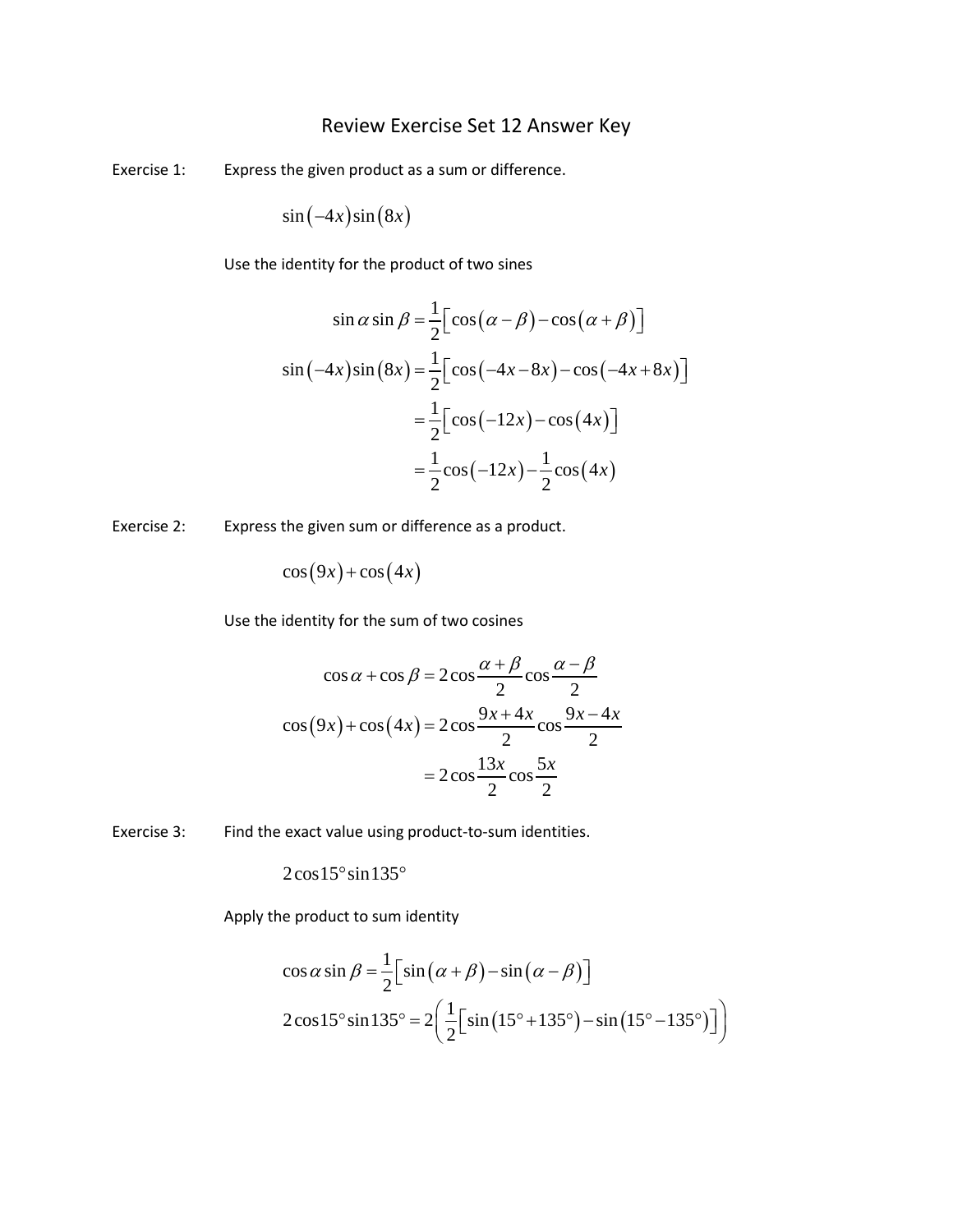# Review Exercise Set 12 Answer Key

Exercise 1: Express the given product as a sum or difference.

$$\sin(-4x)\sin(8x)$$

Use the identity for the product of two sines

$$\sin\alpha\sin\beta = \frac{1}{2}\left[\cos(\alpha-\beta)-\cos(\alpha+\beta)\right]$$

$$\begin{aligned}
\sin(-4x)\sin(8x) &= \frac{1}{2}\left[\cos(-4x-8x)-\cos(-4x+8x)\right] \\
&= \frac{1}{2}\left[\cos(-12x)-\cos(4x)\right] \\
&= \frac{1}{2}\cos(-12x)-\frac{1}{2}\cos(4x)
\end{aligned}$$

Exercise 2: Express the given sum or difference as a product.

$$\cos(9x)+\cos(4x)$$

Use the identity for the sum of two cosines

$$\cos\alpha+\cos\beta = 2\cos\frac{\alpha+\beta}{2}\cos\frac{\alpha-\beta}{2}$$

$$\begin{aligned}
\cos(9x)+\cos(4x) &= 2\cos\frac{9x+4x}{2}\cos\frac{9x-4x}{2} \\
&= 2\cos\frac{13x}{2}\cos\frac{5x}{2}
\end{aligned}$$

Exercise 3: Find the exact value using product-to-sum identities.

$$2\cos 15^\circ \sin 135^\circ$$

Apply the product to sum identity

$$\cos\alpha\sin\beta = \frac{1}{2}\left[\sin(\alpha+\beta)-\sin(\alpha-\beta)\right]$$

$$2\cos 15^\circ \sin 135^\circ = 2\left(\frac{1}{2}\left[\sin(15^\circ+135^\circ)-\sin(15^\circ-135^\circ)\right]\right)$$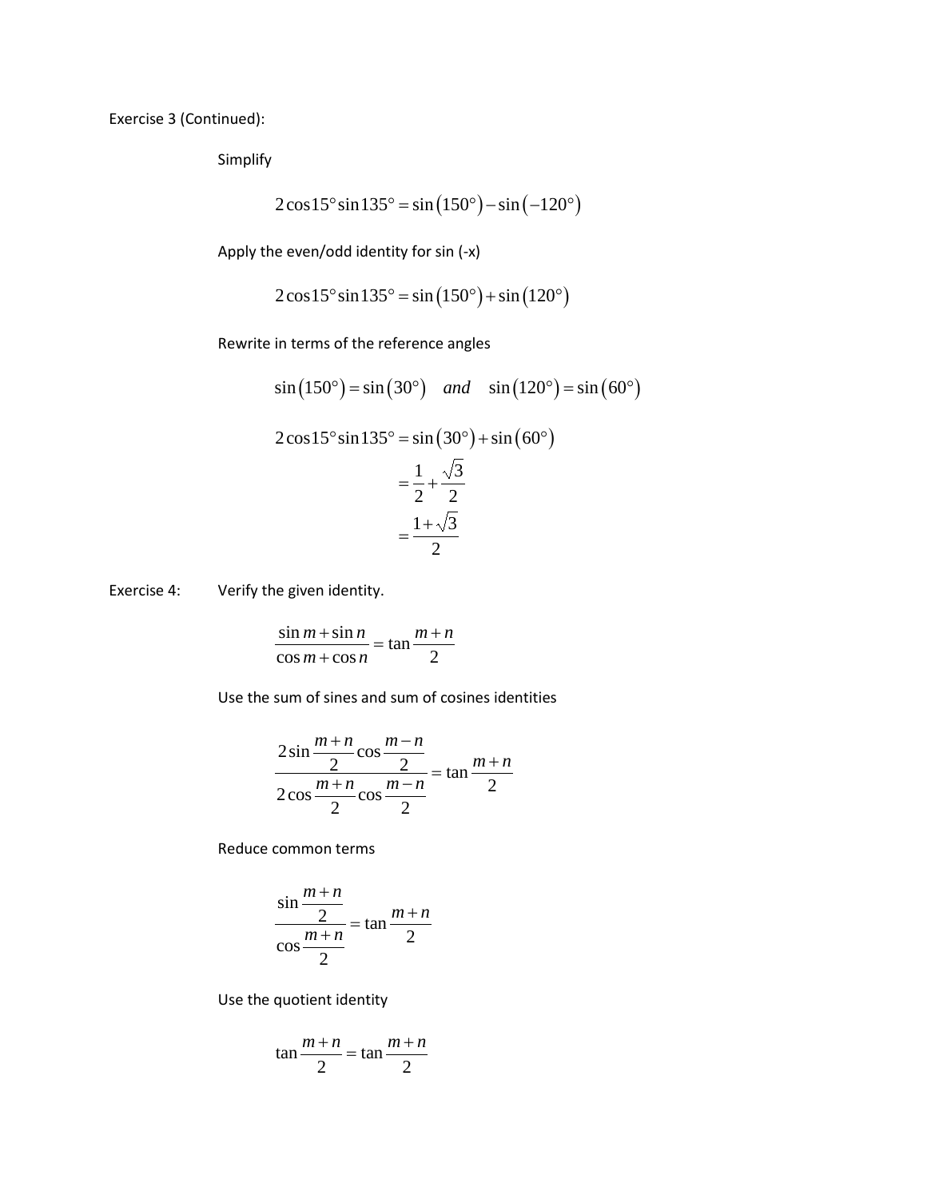Exercise 3 (Continued):

Simplify

$$2\cos 15^\circ \sin 135^\circ = \sin\left(150^\circ\right) - \sin\left(-120^\circ\right)$$

Apply the even/odd identity for sin (-x)

$$2\cos 15^\circ \sin 135^\circ = \sin\left(150^\circ\right) + \sin\left(120^\circ\right)$$

Rewrite in terms of the reference angles

$$\sin\left(150^\circ\right) = \sin\left(30^\circ\right) \quad and \quad \sin\left(120^\circ\right) = \sin\left(60^\circ\right)$$

$$\begin{aligned} 2\cos 15^\circ \sin 135^\circ &= \sin\left(30^\circ\right) + \sin\left(60^\circ\right) \\ &= \frac{1}{2} + \frac{\sqrt{3}}{2} \\ &= \frac{1+\sqrt{3}}{2} \end{aligned}$$

Exercise 4: Verify the given identity.

$$\frac{\sin m + \sin n}{\cos m + \cos n} = \tan\frac{m+n}{2}$$

Use the sum of sines and sum of cosines identities

$$\frac{2\sin\frac{m+n}{2}\cos\frac{m-n}{2}}{2\cos\frac{m+n}{2}\cos\frac{m-n}{2}} = \tan\frac{m+n}{2}$$

Reduce common terms

$$\frac{\sin\frac{m+n}{2}}{\cos\frac{m+n}{2}} = \tan\frac{m+n}{2}$$

Use the quotient identity

$$\tan\frac{m+n}{2} = \tan\frac{m+n}{2}$$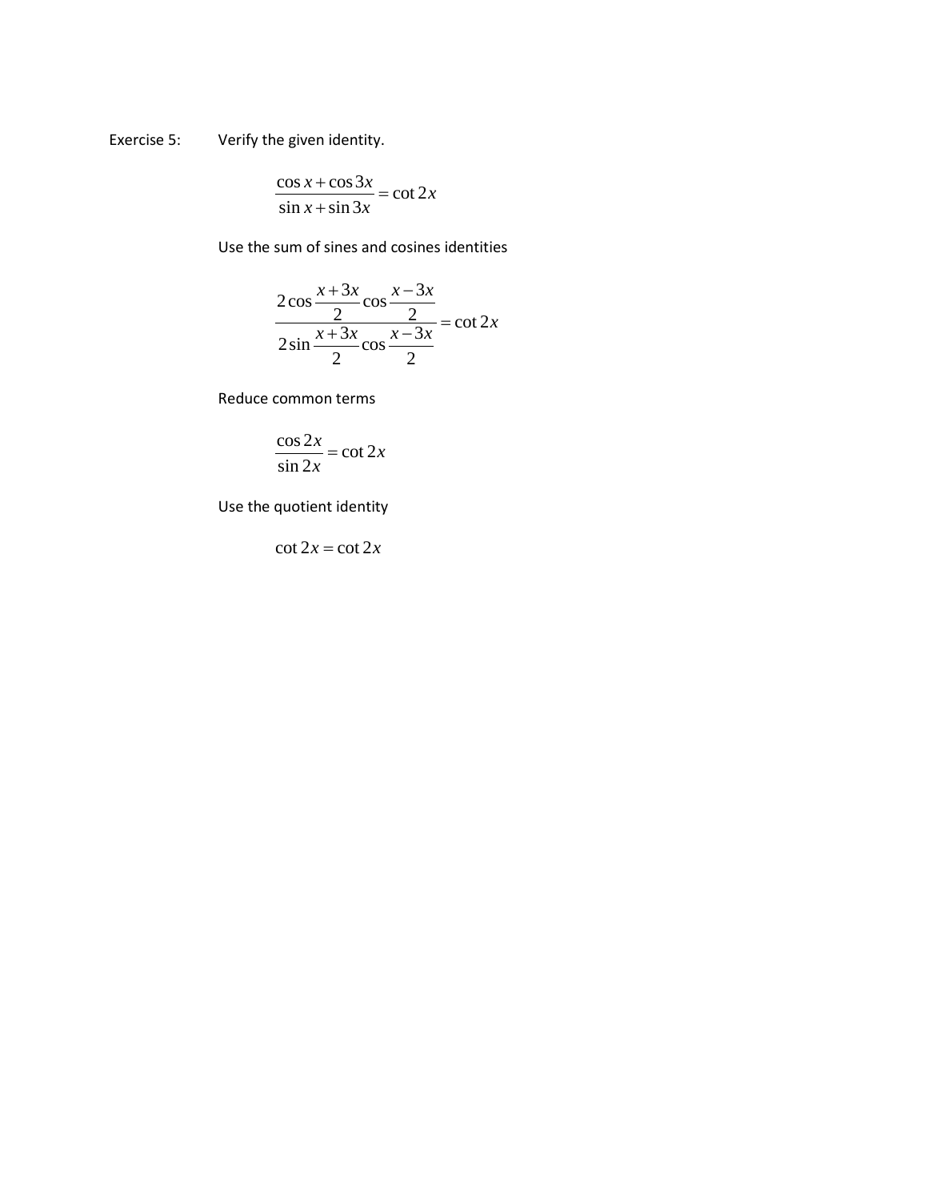Exercise 5: Verify the given identity.

$$\frac{\cos x + \cos 3x}{\sin x + \sin 3x} = \cot 2x$$

Use the sum of sines and cosines identities

$$\frac{2\cos\frac{x+3x}{2}\cos\frac{x-3x}{2}}{2\sin\frac{x+3x}{2}\cos\frac{x-3x}{2}} = \cot 2x$$

Reduce common terms

$$\frac{\cos 2x}{\sin 2x} = \cot 2x$$

Use the quotient identity

$$\cot 2x = \cot 2x$$